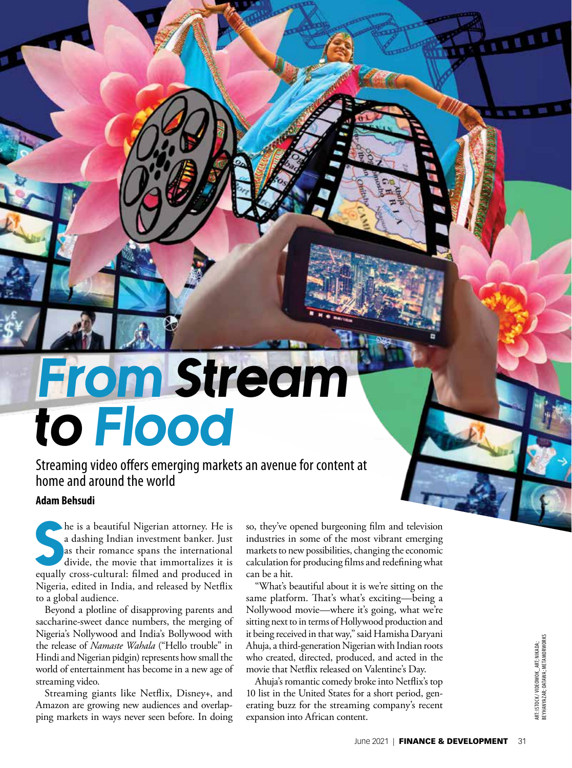# From Stream to Flood

## Streaming video offers emerging markets an avenue for content at home and around the world

**Adam Behsudi**

She is a beautiful Nigerian attorney. He is a dashing Indian investment banker. Just as their romance spans the international divide, the movie that immortalizes it is equally cross-cultural: filmed and produced in Nigeria, edited in India, and released by Netflix to a global audience.

Beyond a plotline of disapproving parents and saccharine-sweet dance numbers, the merging of Nigeria's Nollywood and India's Bollywood with the release of *Namaste Wahala* ("Hello trouble" in Hindi and Nigerian pidgin) represents how small the world of entertainment has become in a new age of streaming video.

Streaming giants like Netflix, Disney+, and Amazon are growing new audiences and overlapping markets in ways never seen before. In doing so, they've opened burgeoning film and television industries in some of the most vibrant emerging markets to new possibilities, changing the economic calculation for producing films and redefining what can be a hit.

"What's beautiful about it is we're sitting on the same platform. That's what's exciting—being a Nollywood movie—where it's going, what we're sitting next to in terms of Hollywood production and it being received in that way," said Hamisha Daryani Ahuja, a third-generation Nigerian with Indian roots who created, directed, produced, and acted in the movie that Netflix released on Valentine's Day.

Ahuja's romantic comedy broke into Netflix's top 10 list in the United States for a short period, generating buzz for the streaming company's recent expansion into African content.

ART: ISTOCK / VIDEOWOK_ART; NIKADA; BEYHANYAZAR; OATAWA; METAMORWORKS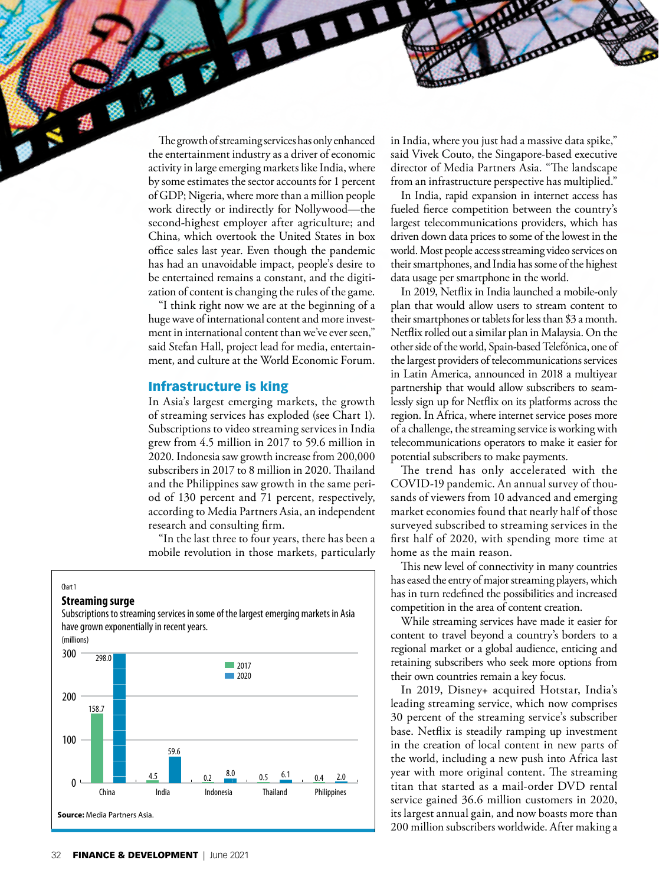The growth of streaming services has only enhanced the entertainment industry as a driver of economic activity in large emerging markets like India, where by some estimates the sector accounts for 1 percent of GDP; Nigeria, where more than a million people work directly or indirectly for Nollywood—the second-highest employer after agriculture; and China, which overtook the United States in box office sales last year. Even though the pandemic has had an unavoidable impact, people's desire to be entertained remains a constant, and the digitization of content is changing the rules of the game.

"I think right now we are at the beginning of a huge wave of international content and more investment in international content than we've ever seen," said Stefan Hall, project lead for media, entertainment, and culture at the World Economic Forum.

## Infrastructure is king

In Asia's largest emerging markets, the growth of streaming services has exploded (see Chart 1). Subscriptions to video streaming services in India grew from 4.5 million in 2017 to 59.6 million in 2020. Indonesia saw growth increase from 200,000 subscribers in 2017 to 8 million in 2020. Thailand and the Philippines saw growth in the same period of 130 percent and 71 percent, respectively, according to Media Partners Asia, an independent research and consulting firm.

"In the last three to four years, there has been a mobile revolution in those markets, particularly in India, where you just had a massive data spike," said Vivek Couto, the Singapore-based executive director of Media Partners Asia. "The landscape from an infrastructure perspective has multiplied."

In India, rapid expansion in internet access has fueled fierce competition between the country's largest telecommunications providers, which has driven down data prices to some of the lowest in the world. Most people access streaming video services on their smartphones, and India has some of the highest data usage per smartphone in the world.

In 2019, Netflix in India launched a mobile-only plan that would allow users to stream content to their smartphones or tablets for less than $3 a month. Netflix rolled out a similar plan in Malaysia. On the other side of the world, Spain-based Telefónica, one of the largest providers of telecommunications services in Latin America, announced in 2018 a multiyear partnership that would allow subscribers to seamlessly sign up for Netflix on its platforms across the region. In Africa, where internet service poses more of a challenge, the streaming service is working with telecommunications operators to make it easier for potential subscribers to make payments.

The trend has only accelerated with the COVID-19 pandemic. An annual survey of thousands of viewers from 10 advanced and emerging market economies found that nearly half of those surveyed subscribed to streaming services in the first half of 2020, with spending more time at home as the main reason.

This new level of connectivity in many countries has eased the entry of major streaming players, which has in turn redefined the possibilities and increased competition in the area of content creation.

While streaming services have made it easier for content to travel beyond a country's borders to a regional market or a global audience, enticing and retaining subscribers who seek more options from their own countries remain a key focus.

In 2019, Disney+ acquired Hotstar, India's leading streaming service, which now comprises 30 percent of the streaming service's subscriber base. Netflix is steadily ramping up investment in the creation of local content in new parts of the world, including a new push into Africa last year with more original content. The streaming titan that started as a mail-order DVD rental service gained 36.6 million customers in 2020, its largest annual gain, and now boasts more than 200 million subscribers worldwide. After making a

Chart 1

**Streaming surge**

Subscriptions to streaming services in some of the largest emerging markets in Asia have grown exponentially in recent years.

(millions)

| | 2017 | 2020 |
|---|---|---|
| China | 158.7 | 298.0 |
| India | 4.5 | 59.6 |
| Indonesia | 0.2 | 8.0 |
| Thailand | 0.5 | 6.1 |
| Philippines | 0.4 | 2.0 |

**Source:** Media Partners Asia.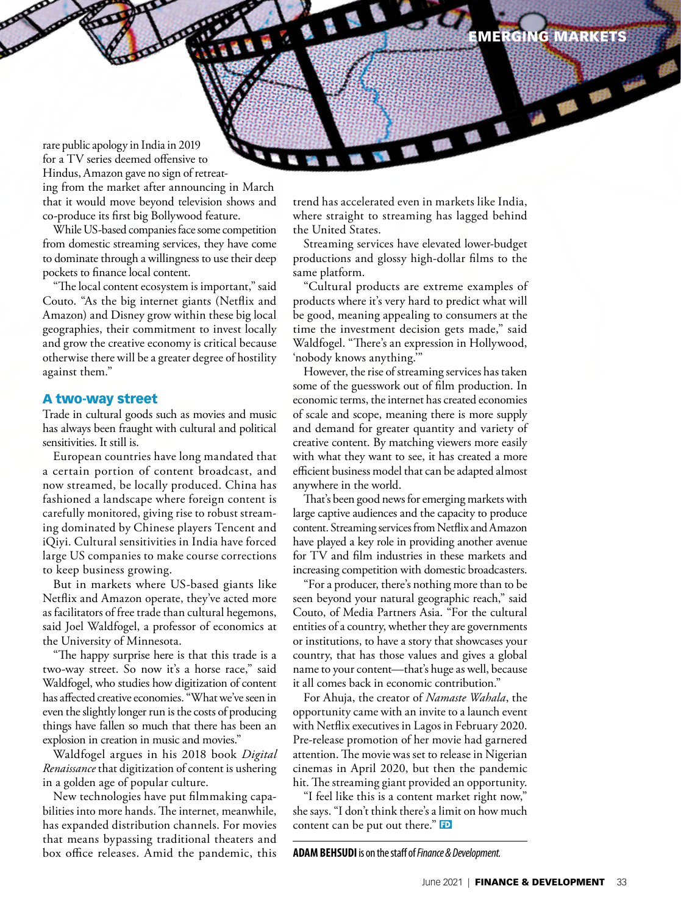rare public apology in India in 2019 for a TV series deemed offensive to Hindus, Amazon gave no sign of retreating from the market after announcing in March that it would move beyond television shows and co-produce its first big Bollywood feature.

While US-based companies face some competition from domestic streaming services, they have come to dominate through a willingness to use their deep pockets to finance local content.

"The local content ecosystem is important," said Couto. "As the big internet giants (Netflix and Amazon) and Disney grow within these big local geographies, their commitment to invest locally and grow the creative economy is critical because otherwise there will be a greater degree of hostility against them."

## A two-way street

Trade in cultural goods such as movies and music has always been fraught with cultural and political sensitivities. It still is.

European countries have long mandated that a certain portion of content broadcast, and now streamed, be locally produced. China has fashioned a landscape where foreign content is carefully monitored, giving rise to robust streaming dominated by Chinese players Tencent and iQiyi. Cultural sensitivities in India have forced large US companies to make course corrections to keep business growing.

But in markets where US-based giants like Netflix and Amazon operate, they've acted more as facilitators of free trade than cultural hegemons, said Joel Waldfogel, a professor of economics at the University of Minnesota.

"The happy surprise here is that this trade is a two-way street. So now it's a horse race," said Waldfogel, who studies how digitization of content has affected creative economies. "What we've seen in even the slightly longer run is the costs of producing things have fallen so much that there has been an explosion in creation in music and movies."

Waldfogel argues in his 2018 book *Digital Renaissance* that digitization of content is ushering in a golden age of popular culture.

New technologies have put filmmaking capabilities into more hands. The internet, meanwhile, has expanded distribution channels. For movies that means bypassing traditional theaters and box office releases. Amid the pandemic, this trend has accelerated even in markets like India, where straight to streaming has lagged behind the United States.

Streaming services have elevated lower-budget productions and glossy high-dollar films to the same platform.

"Cultural products are extreme examples of products where it's very hard to predict what will be good, meaning appealing to consumers at the time the investment decision gets made," said Waldfogel. "There's an expression in Hollywood, 'nobody knows anything.'"

However, the rise of streaming services has taken some of the guesswork out of film production. In economic terms, the internet has created economies of scale and scope, meaning there is more supply and demand for greater quantity and variety of creative content. By matching viewers more easily with what they want to see, it has created a more efficient business model that can be adapted almost anywhere in the world.

That's been good news for emerging markets with large captive audiences and the capacity to produce content. Streaming services from Netflix and Amazon have played a key role in providing another avenue for TV and film industries in these markets and increasing competition with domestic broadcasters.

"For a producer, there's nothing more than to be seen beyond your natural geographic reach," said Couto, of Media Partners Asia. "For the cultural entities of a country, whether they are governments or institutions, to have a story that showcases your country, that has those values and gives a global name to your content—that's huge as well, because it all comes back in economic contribution."

For Ahuja, the creator of *Namaste Wahala*, the opportunity came with an invite to a launch event with Netflix executives in Lagos in February 2020. Pre-release promotion of her movie had garnered attention. The movie was set to release in Nigerian cinemas in April 2020, but then the pandemic hit. The streaming giant provided an opportunity.

"I feel like this is a content market right now," she says. "I don't think there's a limit on how much content can be put out there."

**ADAM BEHSUDI** is on the staff of *Finance & Development*.